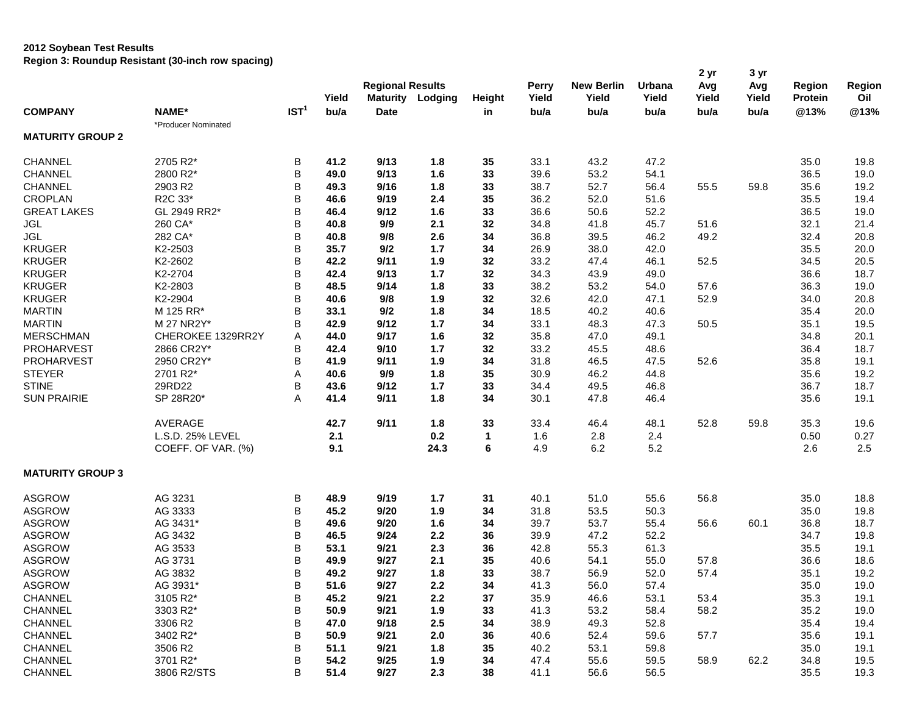**2012 Soybean Test Results**
**Region 3: Roundup Resistant (30-inch row spacing)**

| COMPANY | NAME* | IST[1] | Yield bu/a | Regional Results Maturity Date | Lodging | Height in | Perry Yield bu/a | New Berlin Yield bu/a | Urbana Yield bu/a | 2 yr Avg Yield bu/a | 3 yr Avg Yield bu/a | Region Protein @13% | Region Oil @13% |
|---|---|---|---|---|---|---|---|---|---|---|---|---|---|
| | *Producer Nominated | | | | | | | | | | | | |
| **MATURITY GROUP 2** | | | | | | | | | | | | | |
| CHANNEL | 2705 R2* | B | **41.2** | **9/13** | **1.8** | **35** | 33.1 | 43.2 | 47.2 | | | 35.0 | 19.8 |
| CHANNEL | 2800 R2* | B | **49.0** | **9/13** | **1.6** | **33** | 39.6 | 53.2 | 54.1 | | | 36.5 | 19.0 |
| CHANNEL | 2903 R2 | B | **49.3** | **9/16** | **1.8** | **33** | 38.7 | 52.7 | 56.4 | 55.5 | 59.8 | 35.6 | 19.2 |
| CROPLAN | R2C 33* | B | **46.6** | **9/19** | **2.4** | **35** | 36.2 | 52.0 | 51.6 | | | 35.5 | 19.4 |
| GREAT LAKES | GL 2949 RR2* | B | **46.4** | **9/12** | **1.6** | **33** | 36.6 | 50.6 | 52.2 | | | 36.5 | 19.0 |
| JGL | 260 CA* | B | **40.8** | **9/9** | **2.1** | **32** | 34.8 | 41.8 | 45.7 | 51.6 | | 32.1 | 21.4 |
| JGL | 282 CA* | B | **40.8** | **9/8** | **2.6** | **34** | 36.8 | 39.5 | 46.2 | 49.2 | | 32.4 | 20.8 |
| KRUGER | K2-2503 | B | **35.7** | **9/2** | **1.7** | **34** | 26.9 | 38.0 | 42.0 | | | 35.5 | 20.0 |
| KRUGER | K2-2602 | B | **42.2** | **9/11** | **1.9** | **32** | 33.2 | 47.4 | 46.1 | 52.5 | | 34.5 | 20.5 |
| KRUGER | K2-2704 | B | **42.4** | **9/13** | **1.7** | **32** | 34.3 | 43.9 | 49.0 | | | 36.6 | 18.7 |
| KRUGER | K2-2803 | B | **48.5** | **9/14** | **1.8** | **33** | 38.2 | 53.2 | 54.0 | 57.6 | | 36.3 | 19.0 |
| KRUGER | K2-2904 | B | **40.6** | **9/8** | **1.9** | **32** | 32.6 | 42.0 | 47.1 | 52.9 | | 34.0 | 20.8 |
| MARTIN | M 125 RR* | B | **33.1** | **9/2** | **1.8** | **34** | 18.5 | 40.2 | 40.6 | | | 35.4 | 20.0 |
| MARTIN | M 27 NR2Y* | B | **42.9** | **9/12** | **1.7** | **34** | 33.1 | 48.3 | 47.3 | 50.5 | | 35.1 | 19.5 |
| MERSCHMAN | CHEROKEE 1329RR2Y | A | **44.0** | **9/17** | **1.6** | **32** | 35.8 | 47.0 | 49.1 | | | 34.8 | 20.1 |
| PROHARVEST | 2866 CR2Y* | B | **42.4** | **9/10** | **1.7** | **32** | 33.2 | 45.5 | 48.6 | | | 36.4 | 18.7 |
| PROHARVEST | 2950 CR2Y* | B | **41.9** | **9/11** | **1.9** | **34** | 31.8 | 46.5 | 47.5 | 52.6 | | 35.8 | 19.1 |
| STEYER | 2701 R2* | A | **40.6** | **9/9** | **1.8** | **35** | 30.9 | 46.2 | 44.8 | | | 35.6 | 19.2 |
| STINE | 29RD22 | B | **43.6** | **9/12** | **1.7** | **33** | 34.4 | 49.5 | 46.8 | | | 36.7 | 18.7 |
| SUN PRAIRIE | SP 28R20* | A | **41.4** | **9/11** | **1.8** | **34** | 30.1 | 47.8 | 46.4 | | | 35.6 | 19.1 |
| | AVERAGE | | **42.7** | **9/11** | **1.8** | **33** | 33.4 | 46.4 | 48.1 | 52.8 | 59.8 | 35.3 | 19.6 |
| | L.S.D. 25% LEVEL | | **2.1** | | **0.2** | **1** | 1.6 | 2.8 | 2.4 | | | 0.50 | 0.27 |
| | COEFF. OF VAR. (%) | | **9.1** | | **24.3** | **6** | 4.9 | 6.2 | 5.2 | | | 2.6 | 2.5 |
| **MATURITY GROUP 3** | | | | | | | | | | | | | |
| ASGROW | AG 3231 | B | **48.9** | **9/19** | **1.7** | **31** | 40.1 | 51.0 | 55.6 | 56.8 | | 35.0 | 18.8 |
| ASGROW | AG 3333 | B | **45.2** | **9/20** | **1.9** | **34** | 31.8 | 53.5 | 50.3 | | | 35.0 | 19.8 |
| ASGROW | AG 3431* | B | **49.6** | **9/20** | **1.6** | **34** | 39.7 | 53.7 | 55.4 | 56.6 | 60.1 | 36.8 | 18.7 |
| ASGROW | AG 3432 | B | **46.5** | **9/24** | **2.2** | **36** | 39.9 | 47.2 | 52.2 | | | 34.7 | 19.8 |
| ASGROW | AG 3533 | B | **53.1** | **9/21** | **2.3** | **36** | 42.8 | 55.3 | 61.3 | | | 35.5 | 19.1 |
| ASGROW | AG 3731 | B | **49.9** | **9/27** | **2.1** | **35** | 40.6 | 54.1 | 55.0 | 57.8 | | 36.6 | 18.6 |
| ASGROW | AG 3832 | B | **49.2** | **9/27** | **1.8** | **33** | 38.7 | 56.9 | 52.0 | 57.4 | | 35.1 | 19.2 |
| ASGROW | AG 3931* | B | **51.6** | **9/27** | **2.2** | **34** | 41.3 | 56.0 | 57.4 | | | 35.0 | 19.0 |
| CHANNEL | 3105 R2* | B | **45.2** | **9/21** | **2.2** | **37** | 35.9 | 46.6 | 53.1 | 53.4 | | 35.3 | 19.1 |
| CHANNEL | 3303 R2* | B | **50.9** | **9/21** | **1.9** | **33** | 41.3 | 53.2 | 58.4 | 58.2 | | 35.2 | 19.0 |
| CHANNEL | 3306 R2 | B | **47.0** | **9/18** | **2.5** | **34** | 38.9 | 49.3 | 52.8 | | | 35.4 | 19.4 |
| CHANNEL | 3402 R2* | B | **50.9** | **9/21** | **2.0** | **36** | 40.6 | 52.4 | 59.6 | 57.7 | | 35.6 | 19.1 |
| CHANNEL | 3506 R2 | B | **51.1** | **9/21** | **1.8** | **35** | 40.2 | 53.1 | 59.8 | | | 35.0 | 19.1 |
| CHANNEL | 3701 R2* | B | **54.2** | **9/25** | **1.9** | **34** | 47.4 | 55.6 | 59.5 | 58.9 | 62.2 | 34.8 | 19.5 |
| CHANNEL | 3806 R2/STS | B | **51.4** | **9/27** | **2.3** | **38** | 41.1 | 56.6 | 56.5 | | | 35.5 | 19.3 |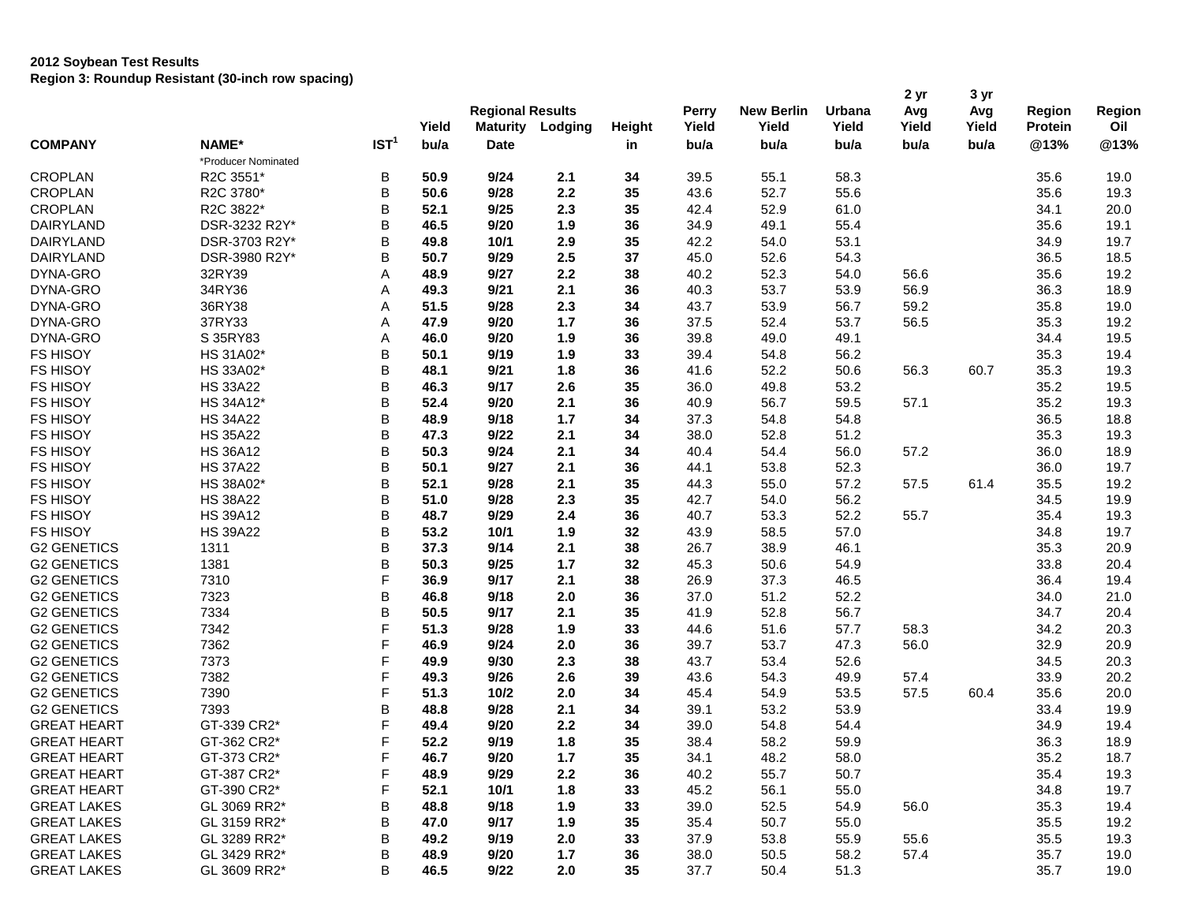**2012 Soybean Test Results**
**Region 3: Roundup Resistant (30-inch row spacing)**

| | | | | Regional Results | | | Perry | New Berlin | Urbana | 2 yr Avg | 3 yr Avg | Region | Region |
|---|---|---|---|---|---|---|---|---|---|---|---|---|---|
| | | | Yield | Maturity | Lodging | Height | Yield | Yield | Yield | Yield | Yield | Protein | Oil |
| COMPANY | NAME* | IST[1] | bu/a | Date | | in | bu/a | bu/a | bu/a | bu/a | bu/a | @13% | @13% |
| | *Producer Nominated | | | | | | | | | | | | |
| CROPLAN | R2C 3551* | B | **50.9** | **9/24** | **2.1** | **34** | 39.5 | 55.1 | 58.3 | | | 35.6 | 19.0 |
| CROPLAN | R2C 3780* | B | **50.6** | **9/28** | **2.2** | **35** | 43.6 | 52.7 | 55.6 | | | 35.6 | 19.3 |
| CROPLAN | R2C 3822* | B | **52.1** | **9/25** | **2.3** | **35** | 42.4 | 52.9 | 61.0 | | | 34.1 | 20.0 |
| DAIRYLAND | DSR-3232 R2Y* | B | **46.5** | **9/20** | **1.9** | **36** | 34.9 | 49.1 | 55.4 | | | 35.6 | 19.1 |
| DAIRYLAND | DSR-3703 R2Y* | B | **49.8** | **10/1** | **2.9** | **35** | 42.2 | 54.0 | 53.1 | | | 34.9 | 19.7 |
| DAIRYLAND | DSR-3980 R2Y* | B | **50.7** | **9/29** | **2.5** | **37** | 45.0 | 52.6 | 54.3 | | | 36.5 | 18.5 |
| DYNA-GRO | 32RY39 | A | **48.9** | **9/27** | **2.2** | **38** | 40.2 | 52.3 | 54.0 | 56.6 | | 35.6 | 19.2 |
| DYNA-GRO | 34RY36 | A | **49.3** | **9/21** | **2.1** | **36** | 40.3 | 53.7 | 53.9 | 56.9 | | 36.3 | 18.9 |
| DYNA-GRO | 36RY38 | A | **51.5** | **9/28** | **2.3** | **34** | 43.7 | 53.9 | 56.7 | 59.2 | | 35.8 | 19.0 |
| DYNA-GRO | 37RY33 | A | **47.9** | **9/20** | **1.7** | **36** | 37.5 | 52.4 | 53.7 | 56.5 | | 35.3 | 19.2 |
| DYNA-GRO | S 35RY83 | A | **46.0** | **9/20** | **1.9** | **36** | 39.8 | 49.0 | 49.1 | | | 34.4 | 19.5 |
| FS HISOY | HS 31A02* | B | **50.1** | **9/19** | **1.9** | **33** | 39.4 | 54.8 | 56.2 | | | 35.3 | 19.4 |
| FS HISOY | HS 33A02* | B | **48.1** | **9/21** | **1.8** | **36** | 41.6 | 52.2 | 50.6 | 56.3 | 60.7 | 35.3 | 19.3 |
| FS HISOY | HS 33A22 | B | **46.3** | **9/17** | **2.6** | **35** | 36.0 | 49.8 | 53.2 | | | 35.2 | 19.5 |
| FS HISOY | HS 34A12* | B | **52.4** | **9/20** | **2.1** | **36** | 40.9 | 56.7 | 59.5 | 57.1 | | 35.2 | 19.3 |
| FS HISOY | HS 34A22 | B | **48.9** | **9/18** | **1.7** | **34** | 37.3 | 54.8 | 54.8 | | | 36.5 | 18.8 |
| FS HISOY | HS 35A22 | B | **47.3** | **9/22** | **2.1** | **34** | 38.0 | 52.8 | 51.2 | | | 35.3 | 19.3 |
| FS HISOY | HS 36A12 | B | **50.3** | **9/24** | **2.1** | **34** | 40.4 | 54.4 | 56.0 | 57.2 | | 36.0 | 18.9 |
| FS HISOY | HS 37A22 | B | **50.1** | **9/27** | **2.1** | **36** | 44.1 | 53.8 | 52.3 | | | 36.0 | 19.7 |
| FS HISOY | HS 38A02* | B | **52.1** | **9/28** | **2.1** | **35** | 44.3 | 55.0 | 57.2 | 57.5 | 61.4 | 35.5 | 19.2 |
| FS HISOY | HS 38A22 | B | **51.0** | **9/28** | **2.3** | **35** | 42.7 | 54.0 | 56.2 | | | 34.5 | 19.9 |
| FS HISOY | HS 39A12 | B | **48.7** | **9/29** | **2.4** | **36** | 40.7 | 53.3 | 52.2 | 55.7 | | 35.4 | 19.3 |
| FS HISOY | HS 39A22 | B | **53.2** | **10/1** | **1.9** | **32** | 43.9 | 58.5 | 57.0 | | | 34.8 | 19.7 |
| G2 GENETICS | 1311 | B | **37.3** | **9/14** | **2.1** | **38** | 26.7 | 38.9 | 46.1 | | | 35.3 | 20.9 |
| G2 GENETICS | 1381 | B | **50.3** | **9/25** | **1.7** | **32** | 45.3 | 50.6 | 54.9 | | | 33.8 | 20.4 |
| G2 GENETICS | 7310 | F | **36.9** | **9/17** | **2.1** | **38** | 26.9 | 37.3 | 46.5 | | | 36.4 | 19.4 |
| G2 GENETICS | 7323 | B | **46.8** | **9/18** | **2.0** | **36** | 37.0 | 51.2 | 52.2 | | | 34.0 | 21.0 |
| G2 GENETICS | 7334 | B | **50.5** | **9/17** | **2.1** | **35** | 41.9 | 52.8 | 56.7 | | | 34.7 | 20.4 |
| G2 GENETICS | 7342 | F | **51.3** | **9/28** | **1.9** | **33** | 44.6 | 51.6 | 57.7 | 58.3 | | 34.2 | 20.3 |
| G2 GENETICS | 7362 | F | **46.9** | **9/24** | **2.0** | **36** | 39.7 | 53.7 | 47.3 | 56.0 | | 32.9 | 20.9 |
| G2 GENETICS | 7373 | F | **49.9** | **9/30** | **2.3** | **38** | 43.7 | 53.4 | 52.6 | | | 34.5 | 20.3 |
| G2 GENETICS | 7382 | F | **49.3** | **9/26** | **2.6** | **39** | 43.6 | 54.3 | 49.9 | 57.4 | | 33.9 | 20.2 |
| G2 GENETICS | 7390 | F | **51.3** | **10/2** | **2.0** | **34** | 45.4 | 54.9 | 53.5 | 57.5 | 60.4 | 35.6 | 20.0 |
| G2 GENETICS | 7393 | B | **48.8** | **9/28** | **2.1** | **34** | 39.1 | 53.2 | 53.9 | | | 33.4 | 19.9 |
| GREAT HEART | GT-339 CR2* | F | **49.4** | **9/20** | **2.2** | **34** | 39.0 | 54.8 | 54.4 | | | 34.9 | 19.4 |
| GREAT HEART | GT-362 CR2* | F | **52.2** | **9/19** | **1.8** | **35** | 38.4 | 58.2 | 59.9 | | | 36.3 | 18.9 |
| GREAT HEART | GT-373 CR2* | F | **46.7** | **9/20** | **1.7** | **35** | 34.1 | 48.2 | 58.0 | | | 35.2 | 18.7 |
| GREAT HEART | GT-387 CR2* | F | **48.9** | **9/29** | **2.2** | **36** | 40.2 | 55.7 | 50.7 | | | 35.4 | 19.3 |
| GREAT HEART | GT-390 CR2* | F | **52.1** | **10/1** | **1.8** | **33** | 45.2 | 56.1 | 55.0 | | | 34.8 | 19.7 |
| GREAT LAKES | GL 3069 RR2* | B | **48.8** | **9/18** | **1.9** | **33** | 39.0 | 52.5 | 54.9 | 56.0 | | 35.3 | 19.4 |
| GREAT LAKES | GL 3159 RR2* | B | **47.0** | **9/17** | **1.9** | **35** | 35.4 | 50.7 | 55.0 | | | 35.5 | 19.2 |
| GREAT LAKES | GL 3289 RR2* | B | **49.2** | **9/19** | **2.0** | **33** | 37.9 | 53.8 | 55.9 | 55.6 | | 35.5 | 19.3 |
| GREAT LAKES | GL 3429 RR2* | B | **48.9** | **9/20** | **1.7** | **36** | 38.0 | 50.5 | 58.2 | 57.4 | | 35.7 | 19.0 |
| GREAT LAKES | GL 3609 RR2* | B | **46.5** | **9/22** | **2.0** | **35** | 37.7 | 50.4 | 51.3 | | | 35.7 | 19.0 |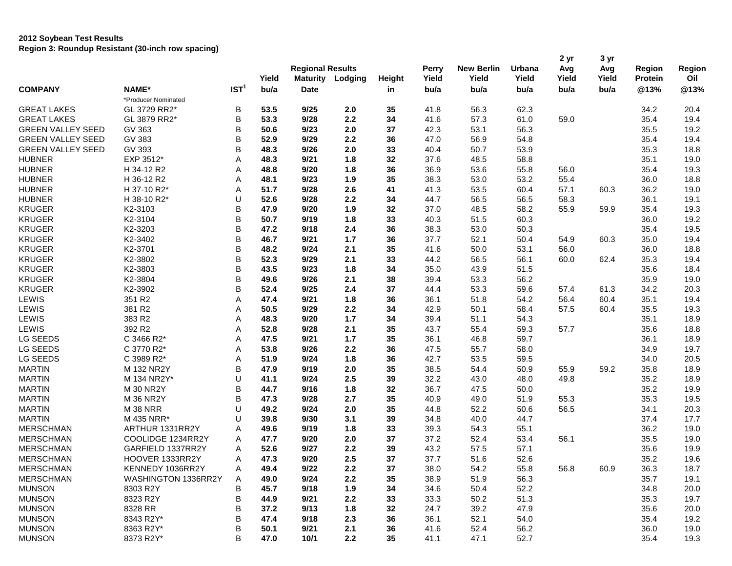**2012 Soybean Test Results**
**Region 3: Roundup Resistant (30-inch row spacing)**

| COMPANY | NAME* | IST[1] | Yield bu/a | Regional Results Maturity Date | Lodging | Height in | Perry Yield bu/a | New Berlin Yield bu/a | Urbana Yield bu/a | 2 yr Avg Yield bu/a | 3 yr Avg Yield bu/a | Region Protein @13% | Region Oil @13% |
|---|---|---|---|---|---|---|---|---|---|---|---|---|---|
| | *Producer Nominated | | | | | | | | | | | | |
| GREAT LAKES | GL 3729 RR2* | B | **53.5** | **9/25** | **2.0** | **35** | 41.8 | 56.3 | 62.3 | | | 34.2 | 20.4 |
| GREAT LAKES | GL 3879 RR2* | B | **53.3** | **9/28** | **2.2** | **34** | 41.6 | 57.3 | 61.0 | 59.0 | | 35.4 | 19.4 |
| GREEN VALLEY SEED | GV 363 | B | **50.6** | **9/23** | **2.0** | **37** | 42.3 | 53.1 | 56.3 | | | 35.5 | 19.2 |
| GREEN VALLEY SEED | GV 383 | B | **52.9** | **9/29** | **2.2** | **36** | 47.0 | 56.9 | 54.8 | | | 35.4 | 19.4 |
| GREEN VALLEY SEED | GV 393 | B | **48.3** | **9/26** | **2.0** | **33** | 40.4 | 50.7 | 53.9 | | | 35.3 | 18.8 |
| HUBNER | EXP 3512* | A | **48.3** | **9/21** | **1.8** | **32** | 37.6 | 48.5 | 58.8 | | | 35.1 | 19.0 |
| HUBNER | H 34-12 R2 | A | **48.8** | **9/20** | **1.8** | **36** | 36.9 | 53.6 | 55.8 | 56.0 | | 35.4 | 19.3 |
| HUBNER | H 36-12 R2 | A | **48.1** | **9/23** | **1.9** | **35** | 38.3 | 53.0 | 53.2 | 55.4 | | 36.0 | 18.8 |
| HUBNER | H 37-10 R2* | A | **51.7** | **9/28** | **2.6** | **41** | 41.3 | 53.5 | 60.4 | 57.1 | 60.3 | 36.2 | 19.0 |
| HUBNER | H 38-10 R2* | U | **52.6** | **9/28** | **2.2** | **34** | 44.7 | 56.5 | 56.5 | 58.3 | | 36.1 | 19.1 |
| KRUGER | K2-3103 | B | **47.9** | **9/20** | **1.9** | **32** | 37.0 | 48.5 | 58.2 | 55.9 | 59.9 | 35.4 | 19.3 |
| KRUGER | K2-3104 | B | **50.7** | **9/19** | **1.8** | **33** | 40.3 | 51.5 | 60.3 | | | 36.0 | 19.2 |
| KRUGER | K2-3203 | B | **47.2** | **9/18** | **2.4** | **36** | 38.3 | 53.0 | 50.3 | | | 35.4 | 19.5 |
| KRUGER | K2-3402 | B | **46.7** | **9/21** | **1.7** | **36** | 37.7 | 52.1 | 50.4 | 54.9 | 60.3 | 35.0 | 19.4 |
| KRUGER | K2-3701 | B | **48.2** | **9/24** | **2.1** | **35** | 41.6 | 50.0 | 53.1 | 56.0 | | 36.0 | 18.8 |
| KRUGER | K2-3802 | B | **52.3** | **9/29** | **2.1** | **33** | 44.2 | 56.5 | 56.1 | 60.0 | 62.4 | 35.3 | 19.4 |
| KRUGER | K2-3803 | B | **43.5** | **9/23** | **1.8** | **34** | 35.0 | 43.9 | 51.5 | | | 35.6 | 18.4 |
| KRUGER | K2-3804 | B | **49.6** | **9/26** | **2.1** | **38** | 39.4 | 53.3 | 56.2 | | | 35.9 | 19.0 |
| KRUGER | K2-3902 | B | **52.4** | **9/25** | **2.4** | **37** | 44.4 | 53.3 | 59.6 | 57.4 | 61.3 | 34.2 | 20.3 |
| LEWIS | 351 R2 | A | **47.4** | **9/21** | **1.8** | **36** | 36.1 | 51.8 | 54.2 | 56.4 | 60.4 | 35.1 | 19.4 |
| LEWIS | 381 R2 | A | **50.5** | **9/29** | **2.2** | **34** | 42.9 | 50.1 | 58.4 | 57.5 | 60.4 | 35.5 | 19.3 |
| LEWIS | 383 R2 | A | **48.3** | **9/20** | **1.7** | **34** | 39.4 | 51.1 | 54.3 | | | 35.1 | 18.9 |
| LEWIS | 392 R2 | A | **52.8** | **9/28** | **2.1** | **35** | 43.7 | 55.4 | 59.3 | 57.7 | | 35.6 | 18.8 |
| LG SEEDS | C 3466 R2* | A | **47.5** | **9/21** | **1.7** | **35** | 36.1 | 46.8 | 59.7 | | | 36.1 | 18.9 |
| LG SEEDS | C 3770 R2* | A | **53.8** | **9/26** | **2.2** | **36** | 47.5 | 55.7 | 58.0 | | | 34.9 | 19.7 |
| LG SEEDS | C 3989 R2* | A | **51.9** | **9/24** | **1.8** | **36** | 42.7 | 53.5 | 59.5 | | | 34.0 | 20.5 |
| MARTIN | M 132 NR2Y | B | **47.9** | **9/19** | **2.0** | **35** | 38.5 | 54.4 | 50.9 | 55.9 | 59.2 | 35.8 | 18.9 |
| MARTIN | M 134 NR2Y* | U | **41.1** | **9/24** | **2.5** | **39** | 32.2 | 43.0 | 48.0 | 49.8 | | 35.2 | 18.9 |
| MARTIN | M 30 NR2Y | B | **44.7** | **9/16** | **1.8** | **32** | 36.7 | 47.5 | 50.0 | | | 35.2 | 19.9 |
| MARTIN | M 36 NR2Y | B | **47.3** | **9/28** | **2.7** | **35** | 40.9 | 49.0 | 51.9 | 55.3 | | 35.3 | 19.5 |
| MARTIN | M 38 NRR | U | **49.2** | **9/24** | **2.0** | **35** | 44.8 | 52.2 | 50.6 | 56.5 | | 34.1 | 20.3 |
| MARTIN | M 435 NRR* | U | **39.8** | **9/30** | **3.1** | **39** | 34.8 | 40.0 | 44.7 | | | 37.4 | 17.7 |
| MERSCHMAN | ARTHUR 1331RR2Y | A | **49.6** | **9/19** | **1.8** | **33** | 39.3 | 54.3 | 55.1 | | | 36.2 | 19.0 |
| MERSCHMAN | COOLIDGE 1234RR2Y | A | **47.7** | **9/20** | **2.0** | **37** | 37.2 | 52.4 | 53.4 | 56.1 | | 35.5 | 19.0 |
| MERSCHMAN | GARFIELD 1337RR2Y | A | **52.6** | **9/27** | **2.2** | **39** | 43.2 | 57.5 | 57.1 | | | 35.6 | 19.9 |
| MERSCHMAN | HOOVER 1333RR2Y | A | **47.3** | **9/20** | **2.5** | **37** | 37.7 | 51.6 | 52.6 | | | 35.2 | 19.6 |
| MERSCHMAN | KENNEDY 1036RR2Y | A | **49.4** | **9/22** | **2.2** | **37** | 38.0 | 54.2 | 55.8 | 56.8 | 60.9 | 36.3 | 18.7 |
| MERSCHMAN | WASHINGTON 1336RR2Y | A | **49.0** | **9/24** | **2.2** | **35** | 38.9 | 51.9 | 56.3 | | | 35.7 | 19.1 |
| MUNSON | 8303 R2Y | B | **45.7** | **9/18** | **1.9** | **34** | 34.6 | 50.4 | 52.2 | | | 34.8 | 20.0 |
| MUNSON | 8323 R2Y | B | **44.9** | **9/21** | **2.2** | **33** | 33.3 | 50.2 | 51.3 | | | 35.3 | 19.7 |
| MUNSON | 8328 RR | B | **37.2** | **9/13** | **1.8** | **32** | 24.7 | 39.2 | 47.9 | | | 35.6 | 20.0 |
| MUNSON | 8343 R2Y* | B | **47.4** | **9/18** | **2.3** | **36** | 36.1 | 52.1 | 54.0 | | | 35.4 | 19.2 |
| MUNSON | 8363 R2Y* | B | **50.1** | **9/21** | **2.1** | **36** | 41.6 | 52.4 | 56.2 | | | 36.0 | 19.0 |
| MUNSON | 8373 R2Y* | B | **47.0** | **10/1** | **2.2** | **35** | 41.1 | 47.1 | 52.7 | | | 35.4 | 19.3 |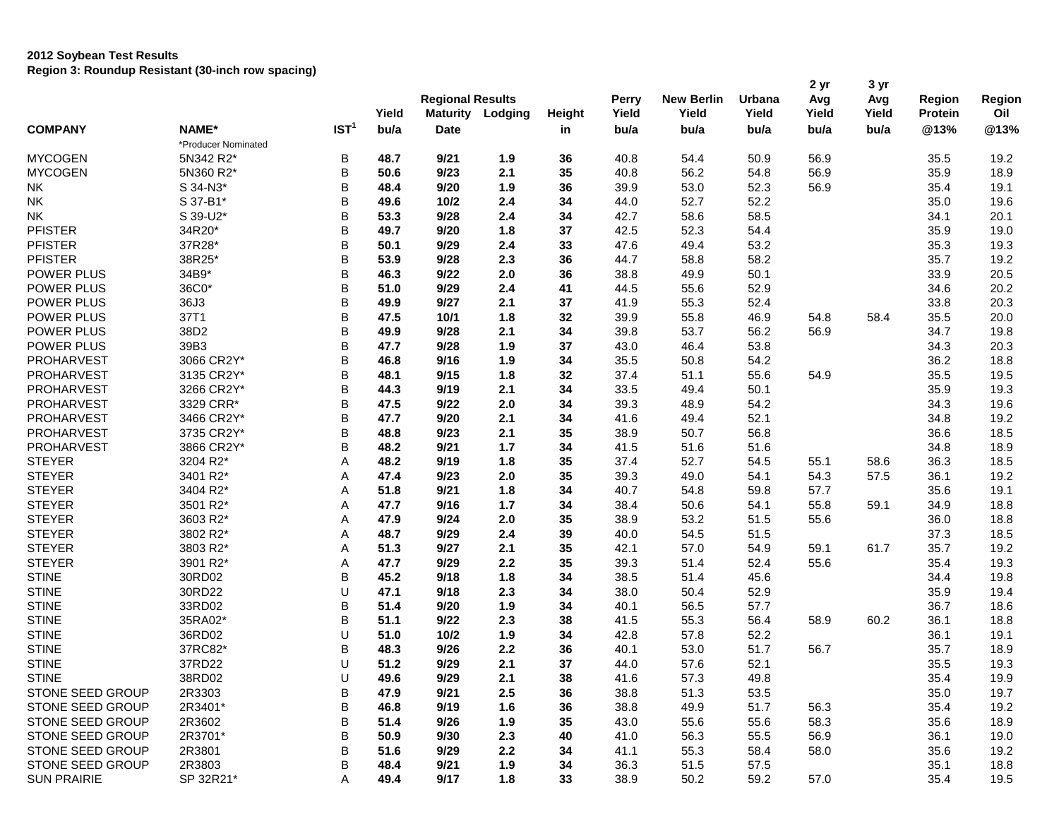**2012 Soybean Test Results**
**Region 3: Roundup Resistant (30-inch row spacing)**

| COMPANY | NAME* | IST[1] | Yield bu/a | Regional Results Maturity Date | Lodging | Height in | Perry Yield bu/a | New Berlin Yield bu/a | Urbana Yield bu/a | 2 yr Avg Yield bu/a | 3 yr Avg Yield bu/a | Region Protein @13% | Region Oil @13% |
|---|---|---|---|---|---|---|---|---|---|---|---|---|---|
| | *Producer Nominated | | | | | | | | | | | | |
| MYCOGEN | 5N342 R2* | B | **48.7** | **9/21** | **1.9** | **36** | 40.8 | 54.4 | 50.9 | 56.9 | | 35.5 | 19.2 |
| MYCOGEN | 5N360 R2* | B | **50.6** | **9/23** | **2.1** | **35** | 40.8 | 56.2 | 54.8 | 56.9 | | 35.9 | 18.9 |
| NK | S 34-N3* | B | **48.4** | **9/20** | **1.9** | **36** | 39.9 | 53.0 | 52.3 | 56.9 | | 35.4 | 19.1 |
| NK | S 37-B1* | B | **49.6** | **10/2** | **2.4** | **34** | 44.0 | 52.7 | 52.2 | | | 35.0 | 19.6 |
| NK | S 39-U2* | B | **53.3** | **9/28** | **2.4** | **34** | 42.7 | 58.6 | 58.5 | | | 34.1 | 20.1 |
| PFISTER | 34R20* | B | **49.7** | **9/20** | **1.8** | **37** | 42.5 | 52.3 | 54.4 | | | 35.9 | 19.0 |
| PFISTER | 37R28* | B | **50.1** | **9/29** | **2.4** | **33** | 47.6 | 49.4 | 53.2 | | | 35.3 | 19.3 |
| PFISTER | 38R25* | B | **53.9** | **9/28** | **2.3** | **36** | 44.7 | 58.8 | 58.2 | | | 35.7 | 19.2 |
| POWER PLUS | 34B9* | B | **46.3** | **9/22** | **2.0** | **36** | 38.8 | 49.9 | 50.1 | | | 33.9 | 20.5 |
| POWER PLUS | 36C0* | B | **51.0** | **9/29** | **2.4** | **41** | 44.5 | 55.6 | 52.9 | | | 34.6 | 20.2 |
| POWER PLUS | 36J3 | B | **49.9** | **9/27** | **2.1** | **37** | 41.9 | 55.3 | 52.4 | | | 33.8 | 20.3 |
| POWER PLUS | 37T1 | B | **47.5** | **10/1** | **1.8** | **32** | 39.9 | 55.8 | 46.9 | 54.8 | 58.4 | 35.5 | 20.0 |
| POWER PLUS | 38D2 | B | **49.9** | **9/28** | **2.1** | **34** | 39.8 | 53.7 | 56.2 | 56.9 | | 34.7 | 19.8 |
| POWER PLUS | 39B3 | B | **47.7** | **9/28** | **1.9** | **37** | 43.0 | 46.4 | 53.8 | | | 34.3 | 20.3 |
| PROHARVEST | 3066 CR2Y* | B | **46.8** | **9/16** | **1.9** | **34** | 35.5 | 50.8 | 54.2 | | | 36.2 | 18.8 |
| PROHARVEST | 3135 CR2Y* | B | **48.1** | **9/15** | **1.8** | **32** | 37.4 | 51.1 | 55.6 | 54.9 | | 35.5 | 19.5 |
| PROHARVEST | 3266 CR2Y* | B | **44.3** | **9/19** | **2.1** | **34** | 33.5 | 49.4 | 50.1 | | | 35.9 | 19.3 |
| PROHARVEST | 3329 CRR* | B | **47.5** | **9/22** | **2.0** | **34** | 39.3 | 48.9 | 54.2 | | | 34.3 | 19.6 |
| PROHARVEST | 3466 CR2Y* | B | **47.7** | **9/20** | **2.1** | **34** | 41.6 | 49.4 | 52.1 | | | 34.8 | 19.2 |
| PROHARVEST | 3735 CR2Y* | B | **48.8** | **9/23** | **2.1** | **35** | 38.9 | 50.7 | 56.8 | | | 36.6 | 18.5 |
| PROHARVEST | 3866 CR2Y* | B | **48.2** | **9/21** | **1.7** | **34** | 41.5 | 51.6 | 51.6 | | | 34.8 | 18.9 |
| STEYER | 3204 R2* | A | **48.2** | **9/19** | **1.8** | **35** | 37.4 | 52.7 | 54.5 | 55.1 | 58.6 | 36.3 | 18.5 |
| STEYER | 3401 R2* | A | **47.4** | **9/23** | **2.0** | **35** | 39.3 | 49.0 | 54.1 | 54.3 | 57.5 | 36.1 | 19.2 |
| STEYER | 3404 R2* | A | **51.8** | **9/21** | **1.8** | **34** | 40.7 | 54.8 | 59.8 | 57.7 | | 35.6 | 19.1 |
| STEYER | 3501 R2* | A | **47.7** | **9/16** | **1.7** | **34** | 38.4 | 50.6 | 54.1 | 55.8 | 59.1 | 34.9 | 18.8 |
| STEYER | 3603 R2* | A | **47.9** | **9/24** | **2.0** | **35** | 38.9 | 53.2 | 51.5 | 55.6 | | 36.0 | 18.8 |
| STEYER | 3802 R2* | A | **48.7** | **9/29** | **2.4** | **39** | 40.0 | 54.5 | 51.5 | | | 37.3 | 18.5 |
| STEYER | 3803 R2* | A | **51.3** | **9/27** | **2.1** | **35** | 42.1 | 57.0 | 54.9 | 59.1 | 61.7 | 35.7 | 19.2 |
| STEYER | 3901 R2* | A | **47.7** | **9/29** | **2.2** | **35** | 39.3 | 51.4 | 52.4 | 55.6 | | 35.4 | 19.3 |
| STINE | 30RD02 | B | **45.2** | **9/18** | **1.8** | **34** | 38.5 | 51.4 | 45.6 | | | 34.4 | 19.8 |
| STINE | 30RD22 | U | **47.1** | **9/18** | **2.3** | **34** | 38.0 | 50.4 | 52.9 | | | 35.9 | 19.4 |
| STINE | 33RD02 | B | **51.4** | **9/20** | **1.9** | **34** | 40.1 | 56.5 | 57.7 | | | 36.7 | 18.6 |
| STINE | 35RA02* | B | **51.1** | **9/22** | **2.3** | **38** | 41.5 | 55.3 | 56.4 | 58.9 | 60.2 | 36.1 | 18.8 |
| STINE | 36RD02 | U | **51.0** | **10/2** | **1.9** | **34** | 42.8 | 57.8 | 52.2 | | | 36.1 | 19.1 |
| STINE | 37RC82* | B | **48.3** | **9/26** | **2.2** | **36** | 40.1 | 53.0 | 51.7 | 56.7 | | 35.7 | 18.9 |
| STINE | 37RD22 | U | **51.2** | **9/29** | **2.1** | **37** | 44.0 | 57.6 | 52.1 | | | 35.5 | 19.3 |
| STINE | 38RD02 | U | **49.6** | **9/29** | **2.1** | **38** | 41.6 | 57.3 | 49.8 | | | 35.4 | 19.9 |
| STONE SEED GROUP | 2R3303 | B | **47.9** | **9/21** | **2.5** | **36** | 38.8 | 51.3 | 53.5 | | | 35.0 | 19.7 |
| STONE SEED GROUP | 2R3401* | B | **46.8** | **9/19** | **1.6** | **36** | 38.8 | 49.9 | 51.7 | 56.3 | | 35.4 | 19.2 |
| STONE SEED GROUP | 2R3602 | B | **51.4** | **9/26** | **1.9** | **35** | 43.0 | 55.6 | 55.6 | 58.3 | | 35.6 | 18.9 |
| STONE SEED GROUP | 2R3701* | B | **50.9** | **9/30** | **2.3** | **40** | 41.0 | 56.3 | 55.5 | 56.9 | | 36.1 | 19.0 |
| STONE SEED GROUP | 2R3801 | B | **51.6** | **9/29** | **2.2** | **34** | 41.1 | 55.3 | 58.4 | 58.0 | | 35.6 | 19.2 |
| STONE SEED GROUP | 2R3803 | B | **48.4** | **9/21** | **1.9** | **34** | 36.3 | 51.5 | 57.5 | | | 35.1 | 18.8 |
| SUN PRAIRIE | SP 32R21* | A | **49.4** | **9/17** | **1.8** | **33** | 38.9 | 50.2 | 59.2 | 57.0 | | 35.4 | 19.5 |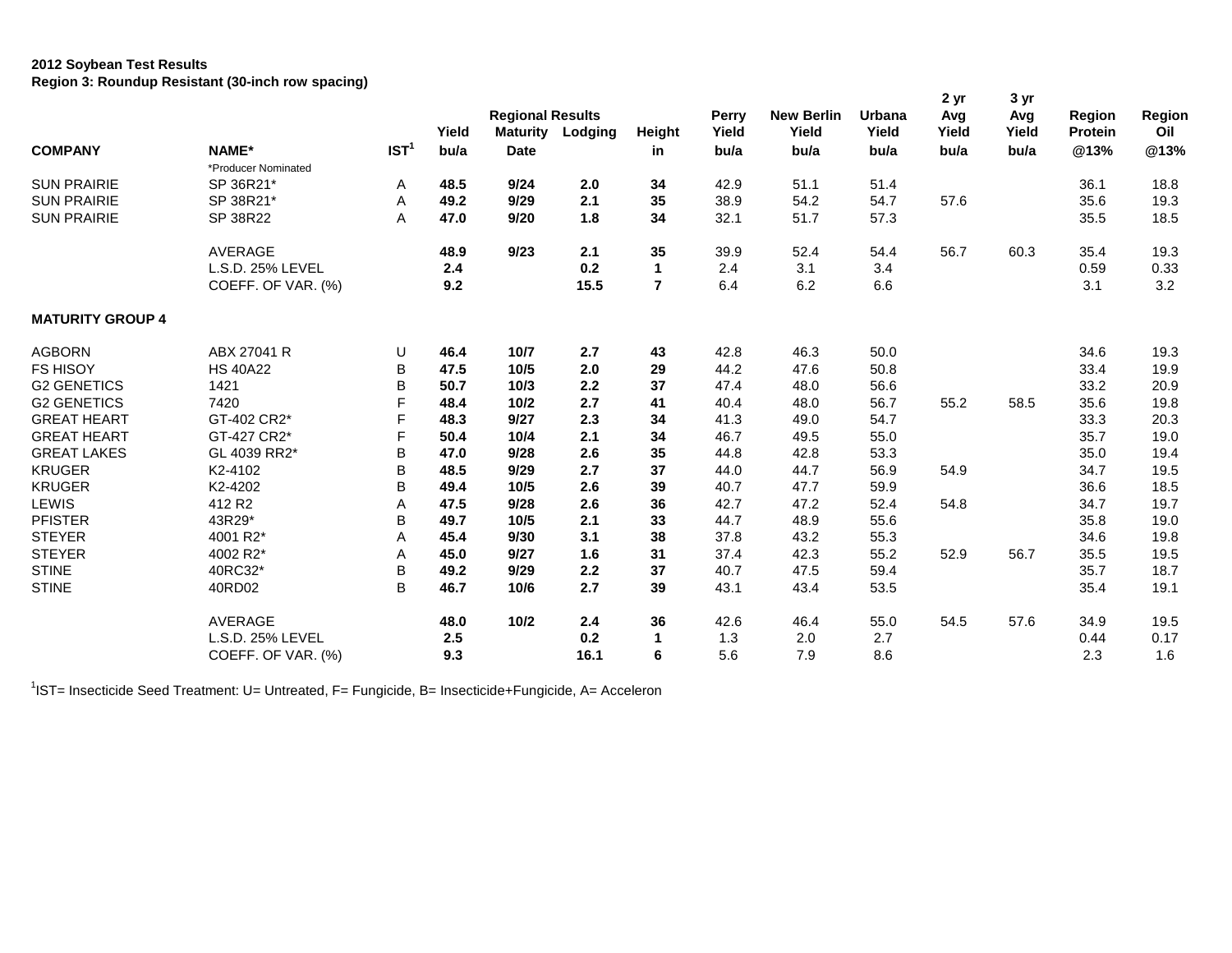**2012 Soybean Test Results**
**Region 3: Roundup Resistant (30-inch row spacing)**

| COMPANY | NAME* | IST[1] | Yield bu/a | Regional Results Maturity Date | Lodging | Height in | Perry Yield bu/a | New Berlin Yield bu/a | Urbana Yield bu/a | 2 yr Avg Yield bu/a | 3 yr Avg Yield bu/a | Region Protein @13% | Region Oil @13% |
|---|---|---|---|---|---|---|---|---|---|---|---|---|---|
| | *Producer Nominated | | | | | | | | | | | | |
| SUN PRAIRIE | SP 36R21* | A | **48.5** | **9/24** | **2.0** | **34** | 42.9 | 51.1 | 51.4 | | | 36.1 | 18.8 |
| SUN PRAIRIE | SP 38R21* | A | **49.2** | **9/29** | **2.1** | **35** | 38.9 | 54.2 | 54.7 | 57.6 | | 35.6 | 19.3 |
| SUN PRAIRIE | SP 38R22 | A | **47.0** | **9/20** | **1.8** | **34** | 32.1 | 51.7 | 57.3 | | | 35.5 | 18.5 |
| | AVERAGE | | **48.9** | **9/23** | **2.1** | **35** | 39.9 | 52.4 | 54.4 | 56.7 | 60.3 | 35.4 | 19.3 |
| | L.S.D. 25% LEVEL | | **2.4** | | **0.2** | **1** | 2.4 | 3.1 | 3.4 | | | 0.59 | 0.33 |
| | COEFF. OF VAR. (%) | | **9.2** | | **15.5** | **7** | 6.4 | 6.2 | 6.6 | | | 3.1 | 3.2 |
| **MATURITY GROUP 4** | | | | | | | | | | | | | |
| AGBORN | ABX 27041 R | U | **46.4** | **10/7** | **2.7** | **43** | 42.8 | 46.3 | 50.0 | | | 34.6 | 19.3 |
| FS HISOY | HS 40A22 | B | **47.5** | **10/5** | **2.0** | **29** | 44.2 | 47.6 | 50.8 | | | 33.4 | 19.9 |
| G2 GENETICS | 1421 | B | **50.7** | **10/3** | **2.2** | **37** | 47.4 | 48.0 | 56.6 | | | 33.2 | 20.9 |
| G2 GENETICS | 7420 | F | **48.4** | **10/2** | **2.7** | **41** | 40.4 | 48.0 | 56.7 | 55.2 | 58.5 | 35.6 | 19.8 |
| GREAT HEART | GT-402 CR2* | F | **48.3** | **9/27** | **2.3** | **34** | 41.3 | 49.0 | 54.7 | | | 33.3 | 20.3 |
| GREAT HEART | GT-427 CR2* | F | **50.4** | **10/4** | **2.1** | **34** | 46.7 | 49.5 | 55.0 | | | 35.7 | 19.0 |
| GREAT LAKES | GL 4039 RR2* | B | **47.0** | **9/28** | **2.6** | **35** | 44.8 | 42.8 | 53.3 | | | 35.0 | 19.4 |
| KRUGER | K2-4102 | B | **48.5** | **9/29** | **2.7** | **37** | 44.0 | 44.7 | 56.9 | 54.9 | | 34.7 | 19.5 |
| KRUGER | K2-4202 | B | **49.4** | **10/5** | **2.6** | **39** | 40.7 | 47.7 | 59.9 | | | 36.6 | 18.5 |
| LEWIS | 412 R2 | A | **47.5** | **9/28** | **2.6** | **36** | 42.7 | 47.2 | 52.4 | 54.8 | | 34.7 | 19.7 |
| PFISTER | 43R29* | B | **49.7** | **10/5** | **2.1** | **33** | 44.7 | 48.9 | 55.6 | | | 35.8 | 19.0 |
| STEYER | 4001 R2* | A | **45.4** | **9/30** | **3.1** | **38** | 37.8 | 43.2 | 55.3 | | | 34.6 | 19.8 |
| STEYER | 4002 R2* | A | **45.0** | **9/27** | **1.6** | **31** | 37.4 | 42.3 | 55.2 | 52.9 | 56.7 | 35.5 | 19.5 |
| STINE | 40RC32* | B | **49.2** | **9/29** | **2.2** | **37** | 40.7 | 47.5 | 59.4 | | | 35.7 | 18.7 |
| STINE | 40RD02 | B | **46.7** | **10/6** | **2.7** | **39** | 43.1 | 43.4 | 53.5 | | | 35.4 | 19.1 |
| | AVERAGE | | **48.0** | **10/2** | **2.4** | **36** | 42.6 | 46.4 | 55.0 | 54.5 | 57.6 | 34.9 | 19.5 |
| | L.S.D. 25% LEVEL | | **2.5** | | **0.2** | **1** | 1.3 | 2.0 | 2.7 | | | 0.44 | 0.17 |
| | COEFF. OF VAR. (%) | | **9.3** | | **16.1** | **6** | 5.6 | 7.9 | 8.6 | | | 2.3 | 1.6 |

[1]IST= Insecticide Seed Treatment: U= Untreated, F= Fungicide, B= Insecticide+Fungicide, A= Acceleron